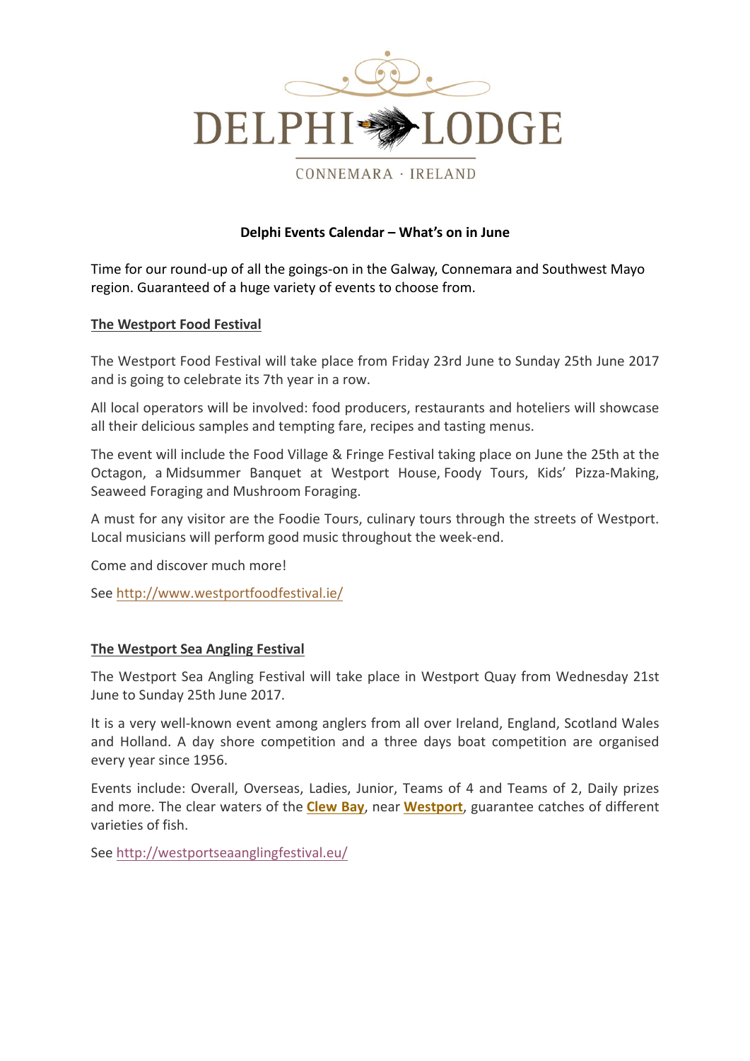DELPHI LODGE

CONNEMARA · IRELAND

**Delphi Events Calendar – What's on in June**

Time for our round-up of all the goings-on in the Galway, Connemara and Southwest Mayo region. Guaranteed of a huge variety of events to choose from.

**The Westport Food Festival**

The Westport Food Festival will take place from Friday 23rd June to Sunday 25th June 2017 and is going to celebrate its 7th year in a row.

All local operators will be involved: food producers, restaurants and hoteliers will showcase all their delicious samples and tempting fare, recipes and tasting menus.

The event will include the Food Village & Fringe Festival taking place on June the 25th at the Octagon, a Midsummer Banquet at Westport House, Foody Tours, Kids' Pizza-Making, Seaweed Foraging and Mushroom Foraging.

A must for any visitor are the Foodie Tours, culinary tours through the streets of Westport. Local musicians will perform good music throughout the week-end.

Come and discover much more!

See http://www.westportfoodfestival.ie/

**The Westport Sea Angling Festival**

The Westport Sea Angling Festival will take place in Westport Quay from Wednesday 21st June to Sunday 25th June 2017.

It is a very well-known event among anglers from all over Ireland, England, Scotland Wales and Holland. A day shore competition and a three days boat competition are organised every year since 1956.

Events include: Overall, Overseas, Ladies, Junior, Teams of 4 and Teams of 2, Daily prizes and more. The clear waters of the **Clew Bay**, near **Westport**, guarantee catches of different varieties of fish.

See http://westportseaanglingfestival.eu/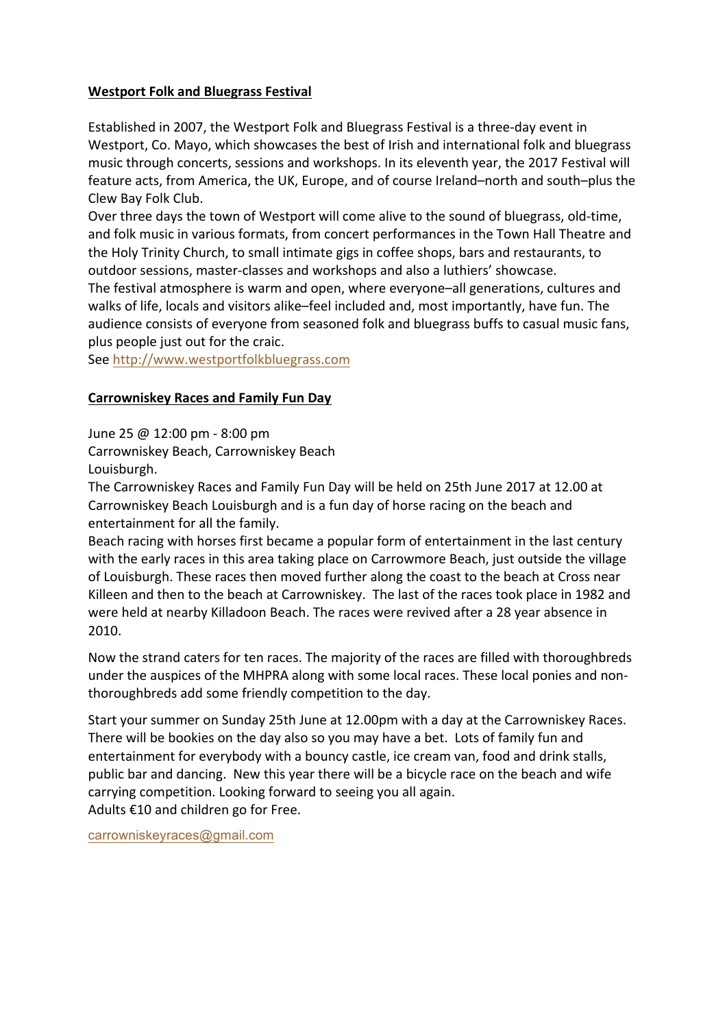**Westport Folk and Bluegrass Festival**

Established in 2007, the Westport Folk and Bluegrass Festival is a three-day event in Westport, Co. Mayo, which showcases the best of Irish and international folk and bluegrass music through concerts, sessions and workshops. In its eleventh year, the 2017 Festival will feature acts, from America, the UK, Europe, and of course Ireland–north and south–plus the Clew Bay Folk Club.
Over three days the town of Westport will come alive to the sound of bluegrass, old-time, and folk music in various formats, from concert performances in the Town Hall Theatre and the Holy Trinity Church, to small intimate gigs in coffee shops, bars and restaurants, to outdoor sessions, master-classes and workshops and also a luthiers' showcase.
The festival atmosphere is warm and open, where everyone–all generations, cultures and walks of life, locals and visitors alike–feel included and, most importantly, have fun. The audience consists of everyone from seasoned folk and bluegrass buffs to casual music fans, plus people just out for the craic.
See http://www.westportfolkbluegrass.com

**Carrowniskey Races and Family Fun Day**

June 25 @ 12:00 pm - 8:00 pm
Carrowniskey Beach, Carrowniskey Beach
Louisburgh.
The Carrowniskey Races and Family Fun Day will be held on 25th June 2017 at 12.00 at Carrowniskey Beach Louisburgh and is a fun day of horse racing on the beach and entertainment for all the family.
Beach racing with horses first became a popular form of entertainment in the last century with the early races in this area taking place on Carrowmore Beach, just outside the village of Louisburgh. These races then moved further along the coast to the beach at Cross near Killeen and then to the beach at Carrowniskey. The last of the races took place in 1982 and were held at nearby Killadoon Beach. The races were revived after a 28 year absence in 2010.

Now the strand caters for ten races. The majority of the races are filled with thoroughbreds under the auspices of the MHPRA along with some local races. These local ponies and non-thoroughbreds add some friendly competition to the day.

Start your summer on Sunday 25th June at 12.00pm with a day at the Carrowniskey Races. There will be bookies on the day also so you may have a bet. Lots of family fun and entertainment for everybody with a bouncy castle, ice cream van, food and drink stalls, public bar and dancing. New this year there will be a bicycle race on the beach and wife carrying competition. Looking forward to seeing you all again.
Adults €10 and children go for Free.

carrowniskeyraces@gmail.com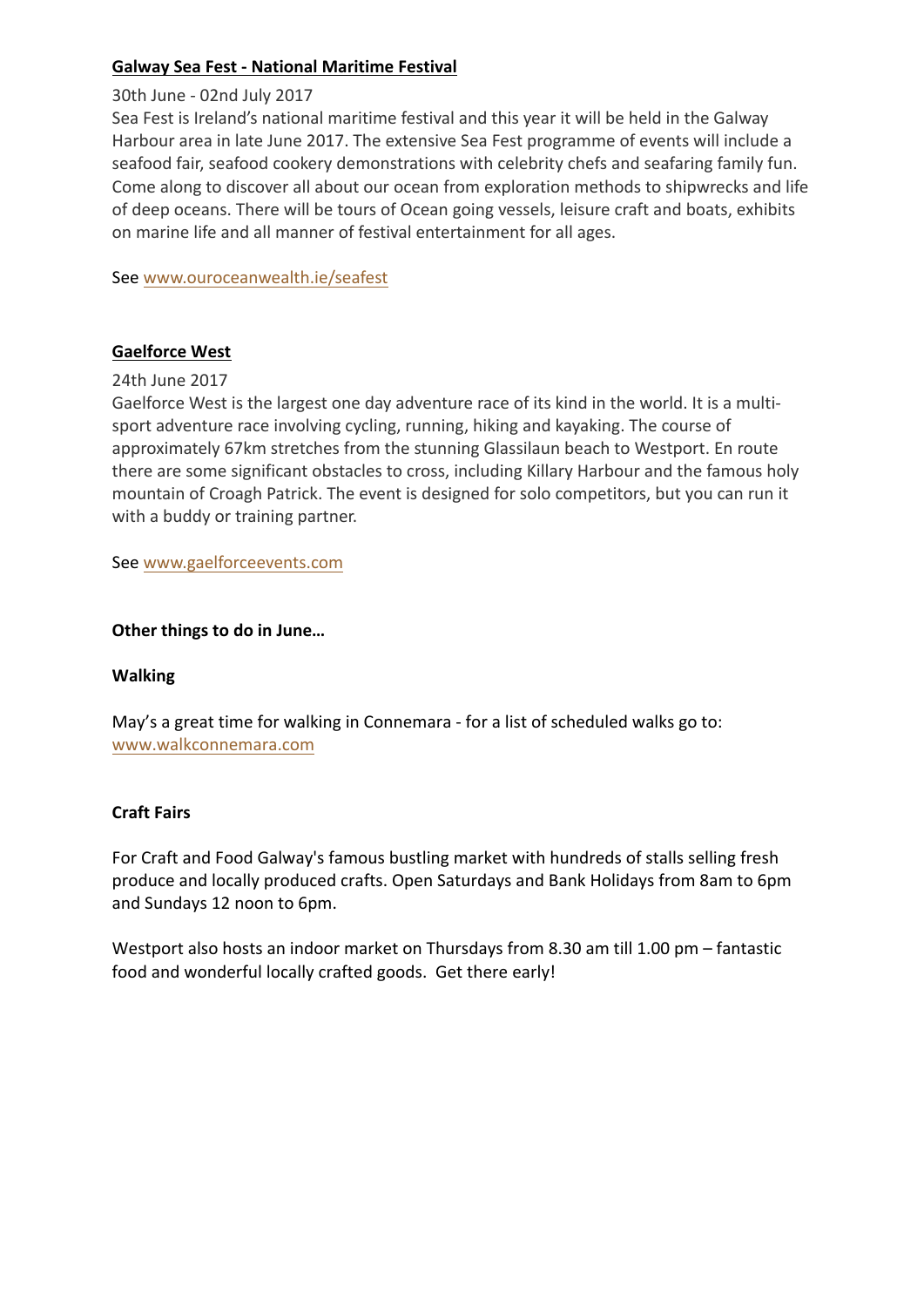## Galway Sea Fest - National Maritime Festival

30th June - 02nd July 2017
Sea Fest is Ireland's national maritime festival and this year it will be held in the Galway Harbour area in late June 2017. The extensive Sea Fest programme of events will include a seafood fair, seafood cookery demonstrations with celebrity chefs and seafaring family fun. Come along to discover all about our ocean from exploration methods to shipwrecks and life of deep oceans. There will be tours of Ocean going vessels, leisure craft and boats, exhibits on marine life and all manner of festival entertainment for all ages.

See www.ouroceanwealth.ie/seafest

## Gaelforce West

24th June 2017
Gaelforce West is the largest one day adventure race of its kind in the world. It is a multi-sport adventure race involving cycling, running, hiking and kayaking. The course of approximately 67km stretches from the stunning Glassilaun beach to Westport. En route there are some significant obstacles to cross, including Killary Harbour and the famous holy mountain of Croagh Patrick. The event is designed for solo competitors, but you can run it with a buddy or training partner.

See www.gaelforceevents.com

**Other things to do in June…**

**Walking**

May's a great time for walking in Connemara - for a list of scheduled walks go to: www.walkconnemara.com

**Craft Fairs**

For Craft and Food Galway's famous bustling market with hundreds of stalls selling fresh produce and locally produced crafts. Open Saturdays and Bank Holidays from 8am to 6pm and Sundays 12 noon to 6pm.

Westport also hosts an indoor market on Thursdays from 8.30 am till 1.00 pm – fantastic food and wonderful locally crafted goods. Get there early!